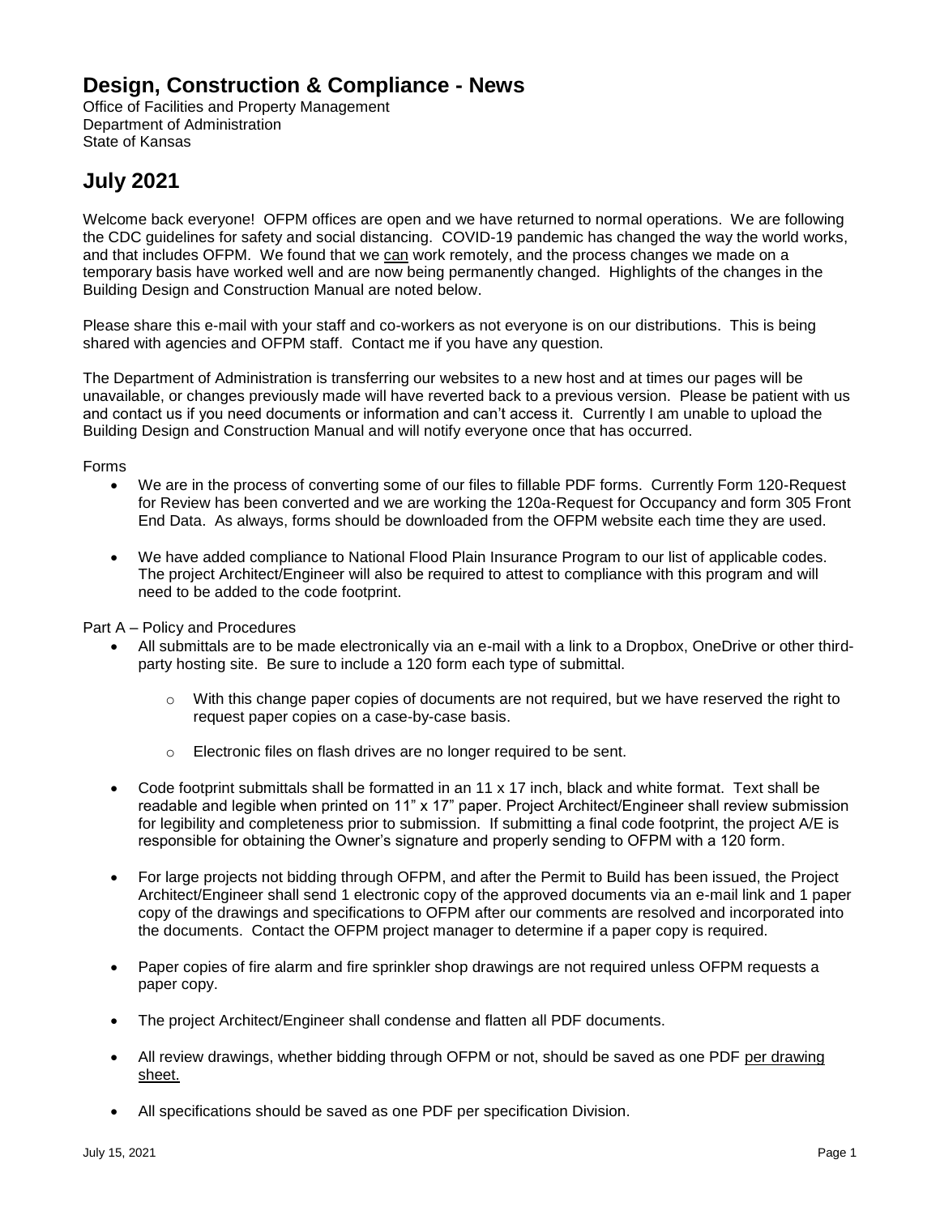# Design, Construction & Compliance - News

Office of Facilities and Property Management
Department of Administration
State of Kansas

# July 2021

Welcome back everyone! OFPM offices are open and we have returned to normal operations. We are following the CDC guidelines for safety and social distancing. COVID-19 pandemic has changed the way the world works, and that includes OFPM. We found that we can work remotely, and the process changes we made on a temporary basis have worked well and are now being permanently changed. Highlights of the changes in the Building Design and Construction Manual are noted below.

Please share this e-mail with your staff and co-workers as not everyone is on our distributions. This is being shared with agencies and OFPM staff. Contact me if you have any question.

The Department of Administration is transferring our websites to a new host and at times our pages will be unavailable, or changes previously made will have reverted back to a previous version. Please be patient with us and contact us if you need documents or information and can't access it. Currently I am unable to upload the Building Design and Construction Manual and will notify everyone once that has occurred.

Forms

- We are in the process of converting some of our files to fillable PDF forms. Currently Form 120-Request for Review has been converted and we are working the 120a-Request for Occupancy and form 305 Front End Data. As always, forms should be downloaded from the OFPM website each time they are used.
- We have added compliance to National Flood Plain Insurance Program to our list of applicable codes. The project Architect/Engineer will also be required to attest to compliance with this program and will need to be added to the code footprint.

Part A – Policy and Procedures

- All submittals are to be made electronically via an e-mail with a link to a Dropbox, OneDrive or other third-party hosting site. Be sure to include a 120 form each type of submittal.
  - With this change paper copies of documents are not required, but we have reserved the right to request paper copies on a case-by-case basis.
  - Electronic files on flash drives are no longer required to be sent.
- Code footprint submittals shall be formatted in an 11 x 17 inch, black and white format. Text shall be readable and legible when printed on 11" x 17" paper. Project Architect/Engineer shall review submission for legibility and completeness prior to submission. If submitting a final code footprint, the project A/E is responsible for obtaining the Owner's signature and properly sending to OFPM with a 120 form.
- For large projects not bidding through OFPM, and after the Permit to Build has been issued, the Project Architect/Engineer shall send 1 electronic copy of the approved documents via an e-mail link and 1 paper copy of the drawings and specifications to OFPM after our comments are resolved and incorporated into the documents. Contact the OFPM project manager to determine if a paper copy is required.
- Paper copies of fire alarm and fire sprinkler shop drawings are not required unless OFPM requests a paper copy.
- The project Architect/Engineer shall condense and flatten all PDF documents.
- All review drawings, whether bidding through OFPM or not, should be saved as one PDF per drawing sheet.
- All specifications should be saved as one PDF per specification Division.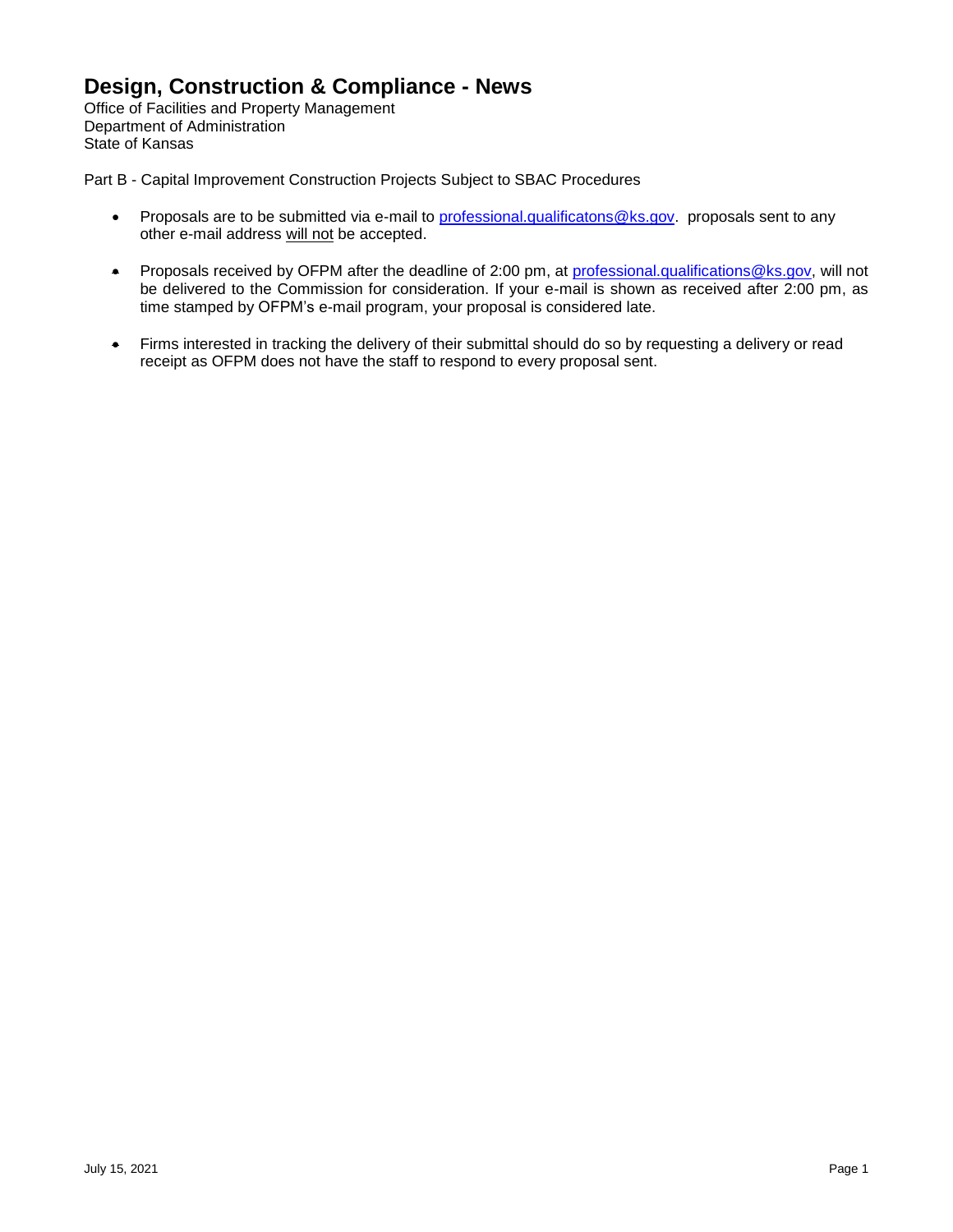# Design, Construction & Compliance - News

Office of Facilities and Property Management
Department of Administration
State of Kansas

Part B - Capital Improvement Construction Projects Subject to SBAC Procedures

- Proposals are to be submitted via e-mail to professional.qualificatons@ks.gov. proposals sent to any other e-mail address will not be accepted.
- Proposals received by OFPM after the deadline of 2:00 pm, at professional.qualifications@ks.gov, will not be delivered to the Commission for consideration. If your e-mail is shown as received after 2:00 pm, as time stamped by OFPM's e-mail program, your proposal is considered late.
- Firms interested in tracking the delivery of their submittal should do so by requesting a delivery or read receipt as OFPM does not have the staff to respond to every proposal sent.